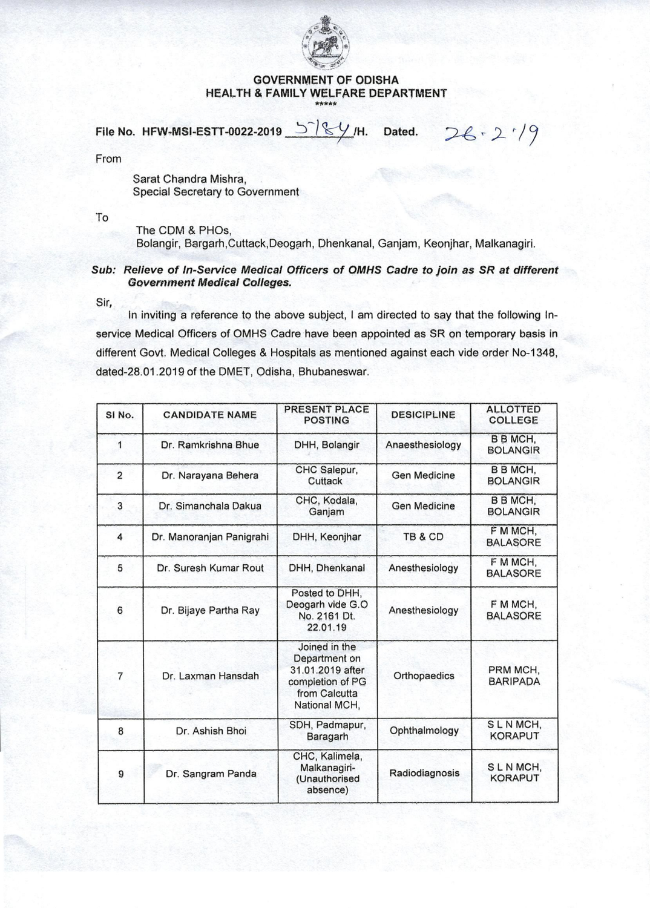# GOVERNMENT OF ODISHA
## HEALTH & FAMILY WELFARE DEPARTMENT

\*\*\*\*\*

**File No. HFW-MSI-ESTT-0022-2019 5784 /H. Dated. 26.2.19**

From

Sarat Chandra Mishra,
Special Secretary to Government

To

The CDM & PHOs,
Bolangir, Bargarh,Cuttack,Deogarh, Dhenkanal, Ganjam, Keonjhar, Malkanagiri.

***Sub: Relieve of In-Service Medical Officers of OMHS Cadre to join as SR at different Government Medical Colleges.***

Sir,

In inviting a reference to the above subject, I am directed to say that the following In-service Medical Officers of OMHS Cadre have been appointed as SR on temporary basis in different Govt. Medical Colleges & Hospitals as mentioned against each vide order No-1348, dated-28.01.2019 of the DMET, Odisha, Bhubaneswar.

| Sl No. | CANDIDATE NAME | PRESENT PLACE POSTING | DESICIPLINE | ALLOTTED COLLEGE |
|---|---|---|---|---|
| 1 | Dr. Ramkrishna Bhue | DHH, Bolangir | Anaesthesiology | B B MCH, BOLANGIR |
| 2 | Dr. Narayana Behera | CHC Salepur, Cuttack | Gen Medicine | B B MCH, BOLANGIR |
| 3 | Dr. Simanchala Dakua | CHC, Kodala, Ganjam | Gen Medicine | B B MCH, BOLANGIR |
| 4 | Dr. Manoranjan Panigrahi | DHH, Keonjhar | TB & CD | F M MCH, BALASORE |
| 5 | Dr. Suresh Kumar Rout | DHH, Dhenkanal | Anesthesiology | F M MCH, BALASORE |
| 6 | Dr. Bijaye Partha Ray | Posted to DHH, Deogarh vide G.O No. 2161 Dt. 22.01.19 | Anesthesiology | F M MCH, BALASORE |
| 7 | Dr. Laxman Hansdah | Joined in the Department on 31.01.2019 after completion of PG from Calcutta National MCH, | Orthopaedics | PRM MCH, BARIPADA |
| 8 | Dr. Ashish Bhoi | SDH, Padmapur, Baragarh | Ophthalmology | S L N MCH, KORAPUT |
| 9 | Dr. Sangram Panda | CHC, Kalimela, Malkanagiri- (Unauthorised absence) | Radiodiagnosis | S L N MCH, KORAPUT |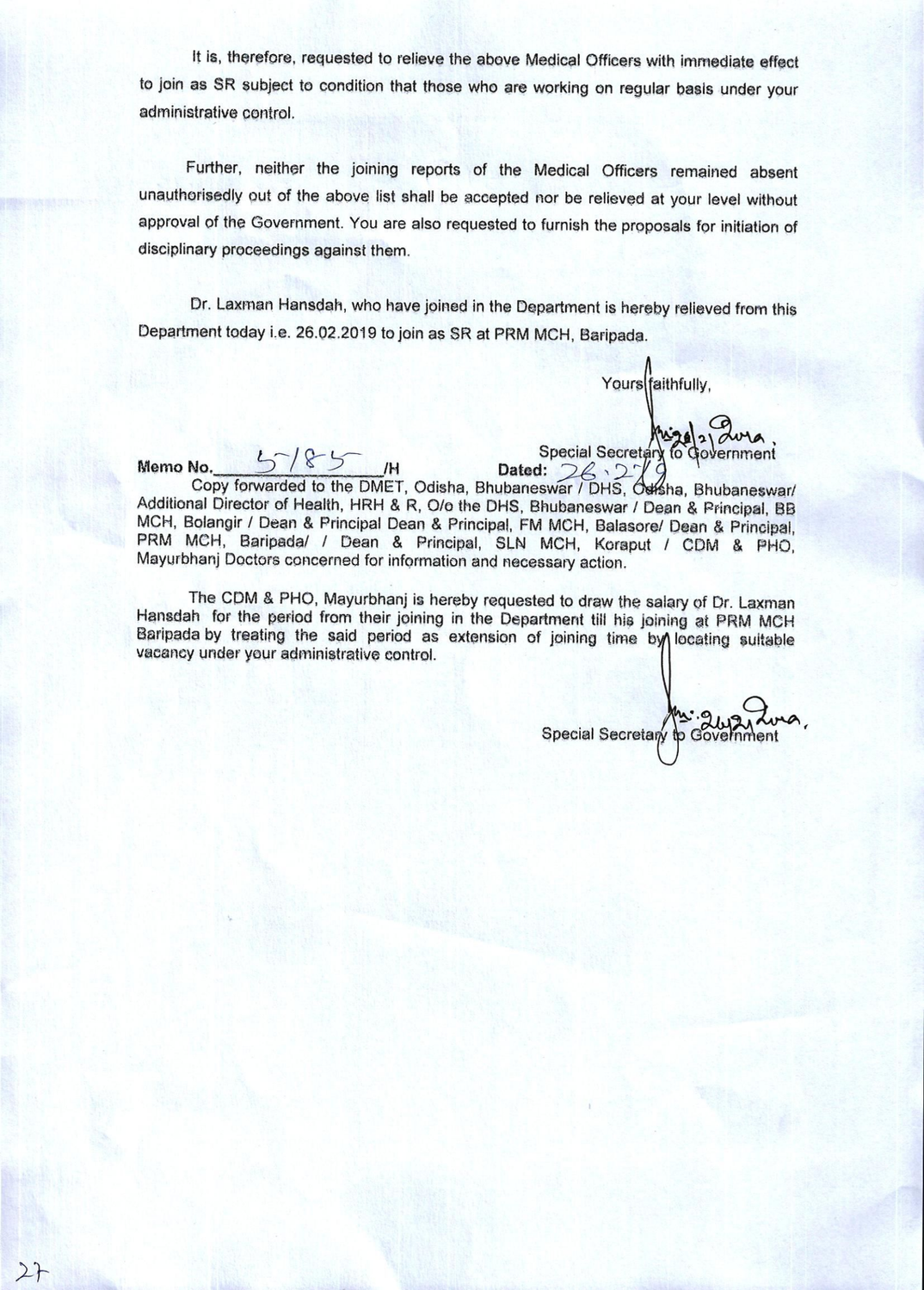It is, therefore, requested to relieve the above Medical Officers with immediate effect to join as SR subject to condition that those who are working on regular basis under your administrative control.

Further, neither the joining reports of the Medical Officers remained absent unauthorisedly out of the above list shall be accepted nor be relieved at your level without approval of the Government. You are also requested to furnish the proposals for initiation of disciplinary proceedings against them.

Dr. Laxman Hansdah, who have joined in the Department is hereby relieved from this Department today i.e. 26.02.2019 to join as SR at PRM MCH, Baripada.

Yours faithfully,

Special Secretary to Government

**Memo No.** 5185 /H **Dated:** 26.2.19

Copy forwarded to the DMET, Odisha, Bhubaneswar / DHS, Odisha, Bhubaneswar/ Additional Director of Health, HRH & R, O/o the DHS, Bhubaneswar / Dean & Principal, BB MCH, Bolangir / Dean & Principal Dean & Principal, FM MCH, Balasore/ Dean & Principal, PRM MCH, Baripada/ / Dean & Principal, SLN MCH, Koraput / CDM & PHO, Mayurbhanj Doctors concerned for information and necessary action.

The CDM & PHO, Mayurbhanj is hereby requested to draw the salary of Dr. Laxman Hansdah for the period from their joining in the Department till his joining at PRM MCH Baripada by treating the said period as extension of joining time by locating suitable vacancy under your administrative control.

Special Secretary to Government